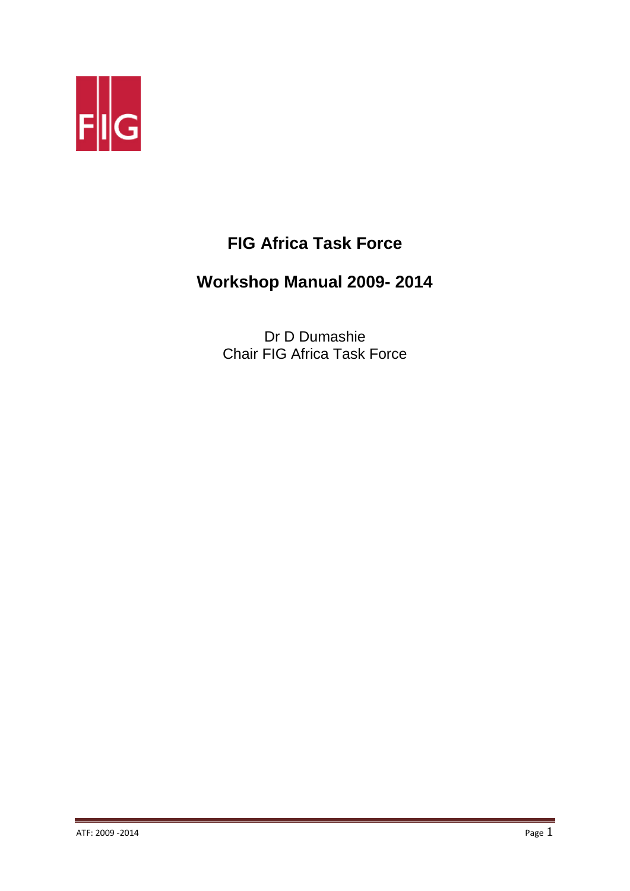# FIG Africa Task Force

## Workshop Manual 2009- 2014

Dr D Dumashie
Chair FIG Africa Task Force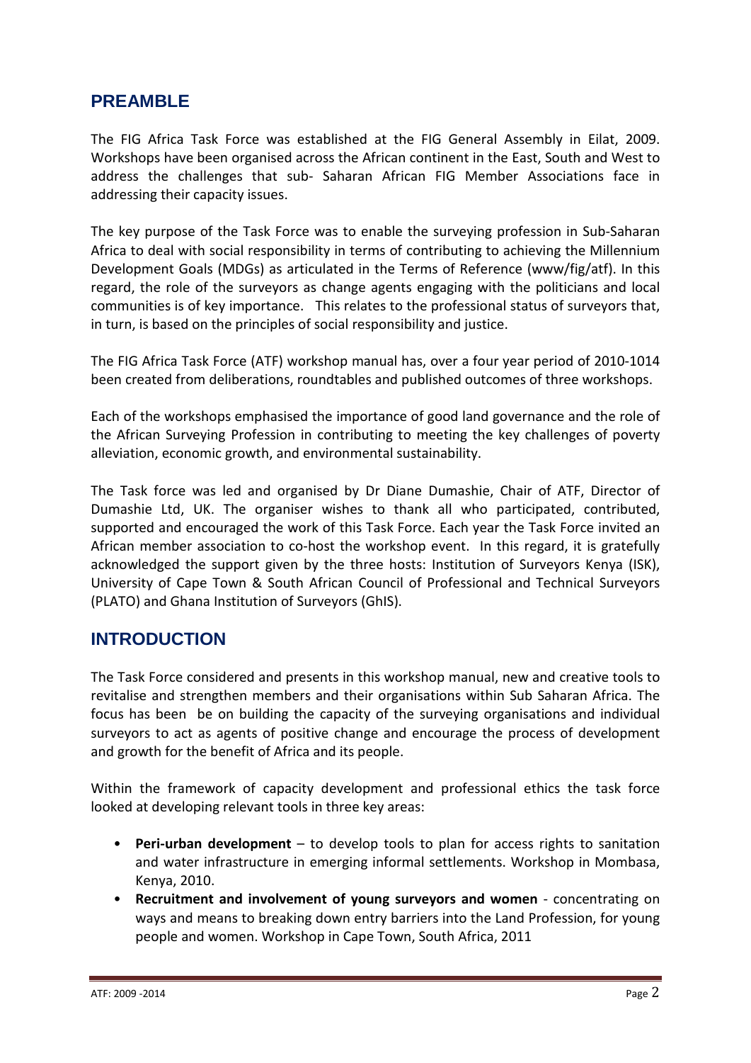## PREAMBLE

The FIG Africa Task Force was established at the FIG General Assembly in Eilat, 2009. Workshops have been organised across the African continent in the East, South and West to address the challenges that sub- Saharan African FIG Member Associations face in addressing their capacity issues.

The key purpose of the Task Force was to enable the surveying profession in Sub-Saharan Africa to deal with social responsibility in terms of contributing to achieving the Millennium Development Goals (MDGs) as articulated in the Terms of Reference (www/fig/atf). In this regard, the role of the surveyors as change agents engaging with the politicians and local communities is of key importance. This relates to the professional status of surveyors that, in turn, is based on the principles of social responsibility and justice.

The FIG Africa Task Force (ATF) workshop manual has, over a four year period of 2010-1014 been created from deliberations, roundtables and published outcomes of three workshops.

Each of the workshops emphasised the importance of good land governance and the role of the African Surveying Profession in contributing to meeting the key challenges of poverty alleviation, economic growth, and environmental sustainability.

The Task force was led and organised by Dr Diane Dumashie, Chair of ATF, Director of Dumashie Ltd, UK. The organiser wishes to thank all who participated, contributed, supported and encouraged the work of this Task Force. Each year the Task Force invited an African member association to co-host the workshop event. In this regard, it is gratefully acknowledged the support given by the three hosts: Institution of Surveyors Kenya (ISK), University of Cape Town & South African Council of Professional and Technical Surveyors (PLATO) and Ghana Institution of Surveyors (GhIS).

## INTRODUCTION

The Task Force considered and presents in this workshop manual, new and creative tools to revitalise and strengthen members and their organisations within Sub Saharan Africa. The focus has been be on building the capacity of the surveying organisations and individual surveyors to act as agents of positive change and encourage the process of development and growth for the benefit of Africa and its people.

Within the framework of capacity development and professional ethics the task force looked at developing relevant tools in three key areas:

- **Peri-urban development** – to develop tools to plan for access rights to sanitation and water infrastructure in emerging informal settlements. Workshop in Mombasa, Kenya, 2010.
- **Recruitment and involvement of young surveyors and women** - concentrating on ways and means to breaking down entry barriers into the Land Profession, for young people and women. Workshop in Cape Town, South Africa, 2011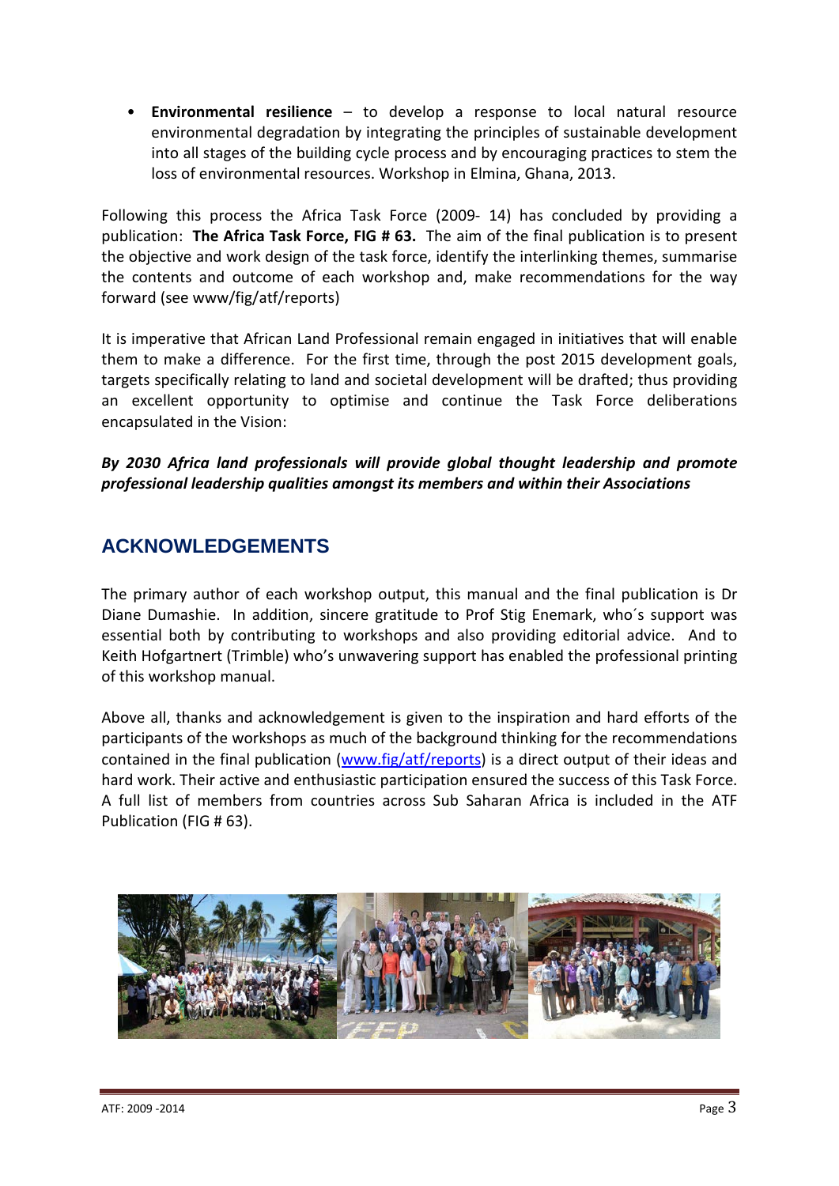- **Environmental resilience** – to develop a response to local natural resource environmental degradation by integrating the principles of sustainable development into all stages of the building cycle process and by encouraging practices to stem the loss of environmental resources. Workshop in Elmina, Ghana, 2013.

Following this process the Africa Task Force (2009- 14) has concluded by providing a publication: **The Africa Task Force, FIG # 63.** The aim of the final publication is to present the objective and work design of the task force, identify the interlinking themes, summarise the contents and outcome of each workshop and, make recommendations for the way forward (see www/fig/atf/reports)

It is imperative that African Land Professional remain engaged in initiatives that will enable them to make a difference. For the first time, through the post 2015 development goals, targets specifically relating to land and societal development will be drafted; thus providing an excellent opportunity to optimise and continue the Task Force deliberations encapsulated in the Vision:

***By 2030 Africa land professionals will provide global thought leadership and promote professional leadership qualities amongst its members and within their Associations***

## ACKNOWLEDGEMENTS

The primary author of each workshop output, this manual and the final publication is Dr Diane Dumashie. In addition, sincere gratitude to Prof Stig Enemark, who´s support was essential both by contributing to workshops and also providing editorial advice. And to Keith Hofgartnert (Trimble) who's unwavering support has enabled the professional printing of this workshop manual.

Above all, thanks and acknowledgement is given to the inspiration and hard efforts of the participants of the workshops as much of the background thinking for the recommendations contained in the final publication (www.fig/atf/reports) is a direct output of their ideas and hard work. Their active and enthusiastic participation ensured the success of this Task Force. A full list of members from countries across Sub Saharan Africa is included in the ATF Publication (FIG # 63).